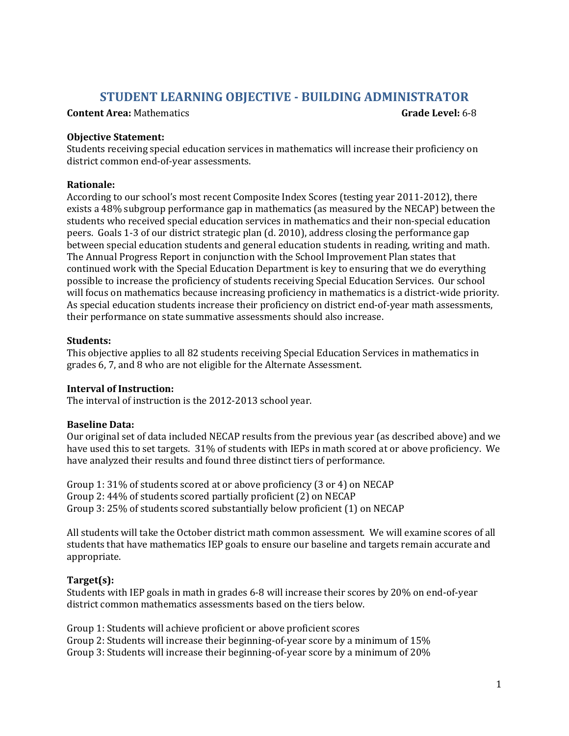# STUDENT LEARNING OBJECTIVE - BUILDING ADMINISTRATOR

**Content Area:** Mathematics **Grade Level:** 6-8

**Objective Statement:**
Students receiving special education services in mathematics will increase their proficiency on district common end-of-year assessments.

**Rationale:**
According to our school's most recent Composite Index Scores (testing year 2011-2012), there exists a 48% subgroup performance gap in mathematics (as measured by the NECAP) between the students who received special education services in mathematics and their non-special education peers. Goals 1-3 of our district strategic plan (d. 2010), address closing the performance gap between special education students and general education students in reading, writing and math. The Annual Progress Report in conjunction with the School Improvement Plan states that continued work with the Special Education Department is key to ensuring that we do everything possible to increase the proficiency of students receiving Special Education Services. Our school will focus on mathematics because increasing proficiency in mathematics is a district-wide priority. As special education students increase their proficiency on district end-of-year math assessments, their performance on state summative assessments should also increase.

**Students:**
This objective applies to all 82 students receiving Special Education Services in mathematics in grades 6, 7, and 8 who are not eligible for the Alternate Assessment.

**Interval of Instruction:**
The interval of instruction is the 2012-2013 school year.

**Baseline Data:**
Our original set of data included NECAP results from the previous year (as described above) and we have used this to set targets. 31% of students with IEPs in math scored at or above proficiency. We have analyzed their results and found three distinct tiers of performance.

Group 1: 31% of students scored at or above proficiency (3 or 4) on NECAP
Group 2: 44% of students scored partially proficient (2) on NECAP
Group 3: 25% of students scored substantially below proficient (1) on NECAP

All students will take the October district math common assessment. We will examine scores of all students that have mathematics IEP goals to ensure our baseline and targets remain accurate and appropriate.

**Target(s):**
Students with IEP goals in math in grades 6-8 will increase their scores by 20% on end-of-year district common mathematics assessments based on the tiers below.

Group 1: Students will achieve proficient or above proficient scores
Group 2: Students will increase their beginning-of-year score by a minimum of 15%
Group 3: Students will increase their beginning-of-year score by a minimum of 20%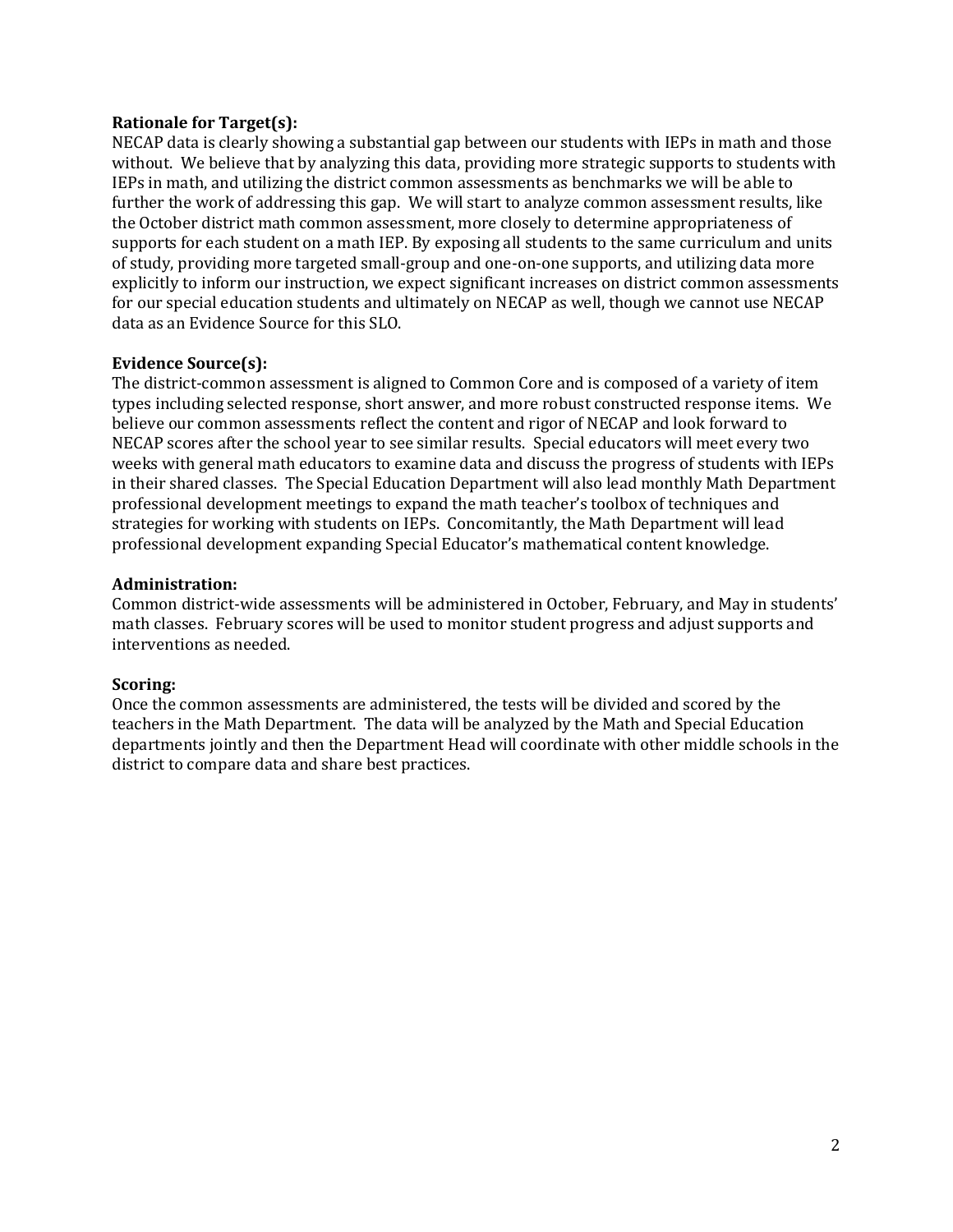**Rationale for Target(s):**
NECAP data is clearly showing a substantial gap between our students with IEPs in math and those without. We believe that by analyzing this data, providing more strategic supports to students with IEPs in math, and utilizing the district common assessments as benchmarks we will be able to further the work of addressing this gap. We will start to analyze common assessment results, like the October district math common assessment, more closely to determine appropriateness of supports for each student on a math IEP. By exposing all students to the same curriculum and units of study, providing more targeted small-group and one-on-one supports, and utilizing data more explicitly to inform our instruction, we expect significant increases on district common assessments for our special education students and ultimately on NECAP as well, though we cannot use NECAP data as an Evidence Source for this SLO.

**Evidence Source(s):**
The district-common assessment is aligned to Common Core and is composed of a variety of item types including selected response, short answer, and more robust constructed response items. We believe our common assessments reflect the content and rigor of NECAP and look forward to NECAP scores after the school year to see similar results. Special educators will meet every two weeks with general math educators to examine data and discuss the progress of students with IEPs in their shared classes. The Special Education Department will also lead monthly Math Department professional development meetings to expand the math teacher's toolbox of techniques and strategies for working with students on IEPs. Concomitantly, the Math Department will lead professional development expanding Special Educator's mathematical content knowledge.

**Administration:**
Common district-wide assessments will be administered in October, February, and May in students' math classes. February scores will be used to monitor student progress and adjust supports and interventions as needed.

**Scoring:**
Once the common assessments are administered, the tests will be divided and scored by the teachers in the Math Department. The data will be analyzed by the Math and Special Education departments jointly and then the Department Head will coordinate with other middle schools in the district to compare data and share best practices.